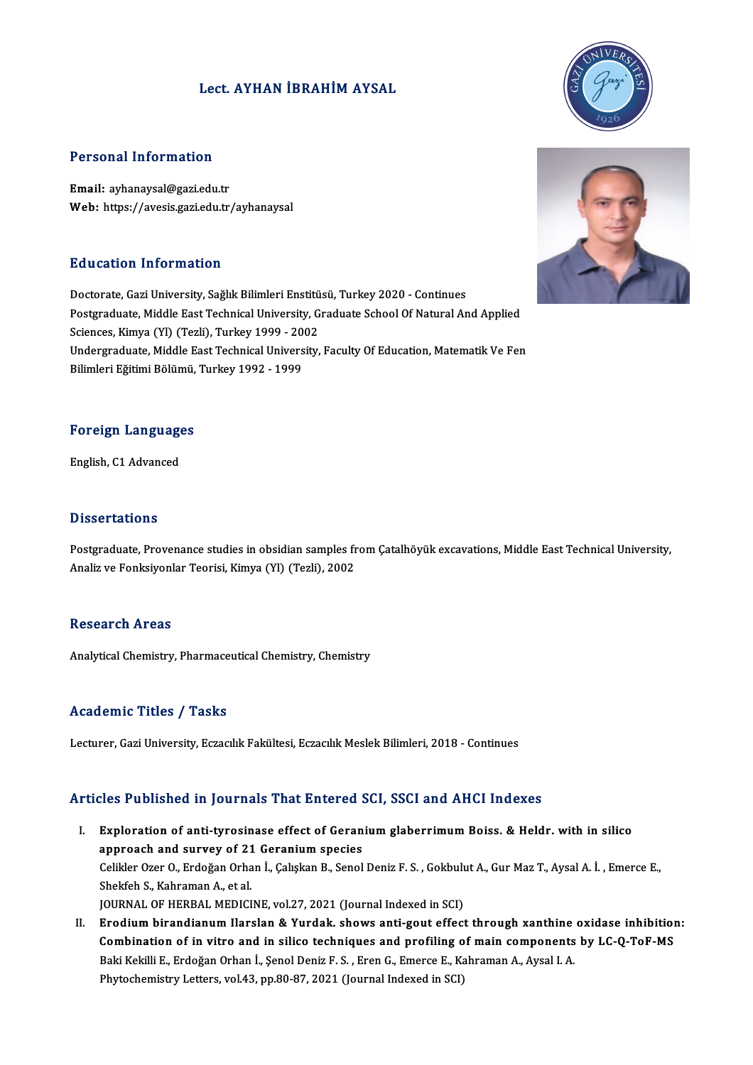# Lect. AYHAN İBRAHİM AYSAL

## Personal Information

**Email:** ayhanaysal@gazi.edu.tr
**Web:** https://avesis.gazi.edu.tr/ayhanaysal

## Education Information

Doctorate, Gazi University, Sağlık Bilimleri Enstitüsü, Turkey 2020 - Continues
Postgraduate, Middle East Technical University, Graduate School Of Natural And Applied Sciences, Kimya (Yl) (Tezli), Turkey 1999 - 2002
Undergraduate, Middle East Technical University, Faculty Of Education, Matematik Ve Fen Bilimleri Eğitimi Bölümü, Turkey 1992 - 1999

## Foreign Languages

English, C1 Advanced

## Dissertations

Postgraduate, Provenance studies in obsidian samples from Çatalhöyük excavations, Middle East Technical University, Analiz ve Fonksiyonlar Teorisi, Kimya (Yl) (Tezli), 2002

## Research Areas

Analytical Chemistry, Pharmaceutical Chemistry, Chemistry

## Academic Titles / Tasks

Lecturer, Gazi University, Eczacılık Fakültesi, Eczacılık Meslek Bilimleri, 2018 - Continues

## Articles Published in Journals That Entered SCI, SSCI and AHCI Indexes

I. **Exploration of anti-tyrosinase effect of Geranium glaberrimum Boiss. & Heldr. with in silico approach and survey of 21 Geranium species**
Celikler Ozer O., Erdoğan Orhan İ., Çalışkan B., Senol Deniz F. S. , Gokbulut A., Gur Maz T., Aysal A. İ. , Emerce E., Shekfeh S., Kahraman A., et al.
JOURNAL OF HERBAL MEDICINE, vol.27, 2021 (Journal Indexed in SCI)

II. **Erodium birandianum Ilarslan & Yurdak. shows anti-gout effect through xanthine oxidase inhibition: Combination of in vitro and in silico techniques and profiling of main components by LC-Q-ToF-MS**
Baki Kekilli E., Erdoğan Orhan İ., Şenol Deniz F. S. , Eren G., Emerce E., Kahraman A., Aysal I. A.
Phytochemistry Letters, vol.43, pp.80-87, 2021 (Journal Indexed in SCI)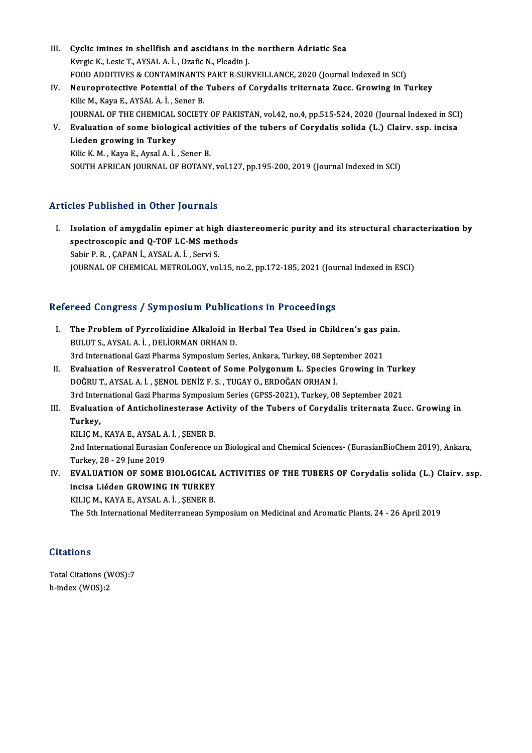III. **Cyclic imines in shellfish and ascidians in the northern Adriatic Sea**
Kvrgic K., Lesic T., AYSAL A. İ. , Dzafic N., Pleadin J.
FOOD ADDITIVES & CONTAMINANTS PART B-SURVEILLANCE, 2020 (Journal Indexed in SCI)

IV. **Neuroprotective Potential of the Tubers of Corydalis triternata Zucc. Growing in Turkey**
Kilic M., Kaya E., AYSAL A. İ. , Sener B.
JOURNAL OF THE CHEMICAL SOCIETY OF PAKISTAN, vol.42, no.4, pp.515-524, 2020 (Journal Indexed in SCI)

V. **Evaluation of some biological activities of the tubers of Corydalis solida (L.) Clairv. ssp. incisa Lieden growing in Turkey**
Kilic K. M. , Kaya E., Aysal A. İ. , Sener B.
SOUTH AFRICAN JOURNAL OF BOTANY, vol.127, pp.195-200, 2019 (Journal Indexed in SCI)

## Articles Published in Other Journals

I. **Isolation of amygdalin epimer at high diastereomeric purity and its structural characterization by spectroscopic and Q-TOF LC-MS methods**
Sabir P. R. , ÇAPAN İ., AYSAL A. İ. , Servi S.
JOURNAL OF CHEMICAL METROLOGY, vol.15, no.2, pp.172-185, 2021 (Journal Indexed in ESCI)

## Refereed Congress / Symposium Publications in Proceedings

I. **The Problem of Pyrrolizidine Alkaloid in Herbal Tea Used in Children's gas pain.**
BULUT S., AYSAL A. İ. , DELİORMAN ORHAN D.
3rd International Gazi Pharma Symposium Series, Ankara, Turkey, 08 September 2021

II. **Evaluation of Resveratrol Content of Some Polygonum L. Species Growing in Turkey**
DOĞRU T., AYSAL A. İ. , ŞENOL DENİZ F. S. , TUGAY O., ERDOĞAN ORHAN İ.
3rd International Gazi Pharma Symposium Series (GPSS-2021), Turkey, 08 September 2021

III. **Evaluation of Anticholinesterase Activity of the Tubers of Corydalis triternata Zucc. Growing in Turkey,**
KILIÇ M., KAYA E., AYSAL A. İ. , ŞENER B.
2nd International Eurasian Conference on Biological and Chemical Sciences- (EurasianBioChem 2019), Ankara, Turkey, 28 - 29 June 2019

IV. **EVALUATION OF SOME BIOLOGICAL ACTIVITIES OF THE TUBERS OF Corydalis solida (L.) Clairv. ssp. incisa Liéden GROWING IN TURKEY**
KILIÇ M., KAYA E., AYSAL A. İ. , ŞENER B.
The 5th International Mediterranean Symposium on Medicinal and Aromatic Plants, 24 - 26 April 2019

## Citations

Total Citations (WOS):7
h-index (WOS):2